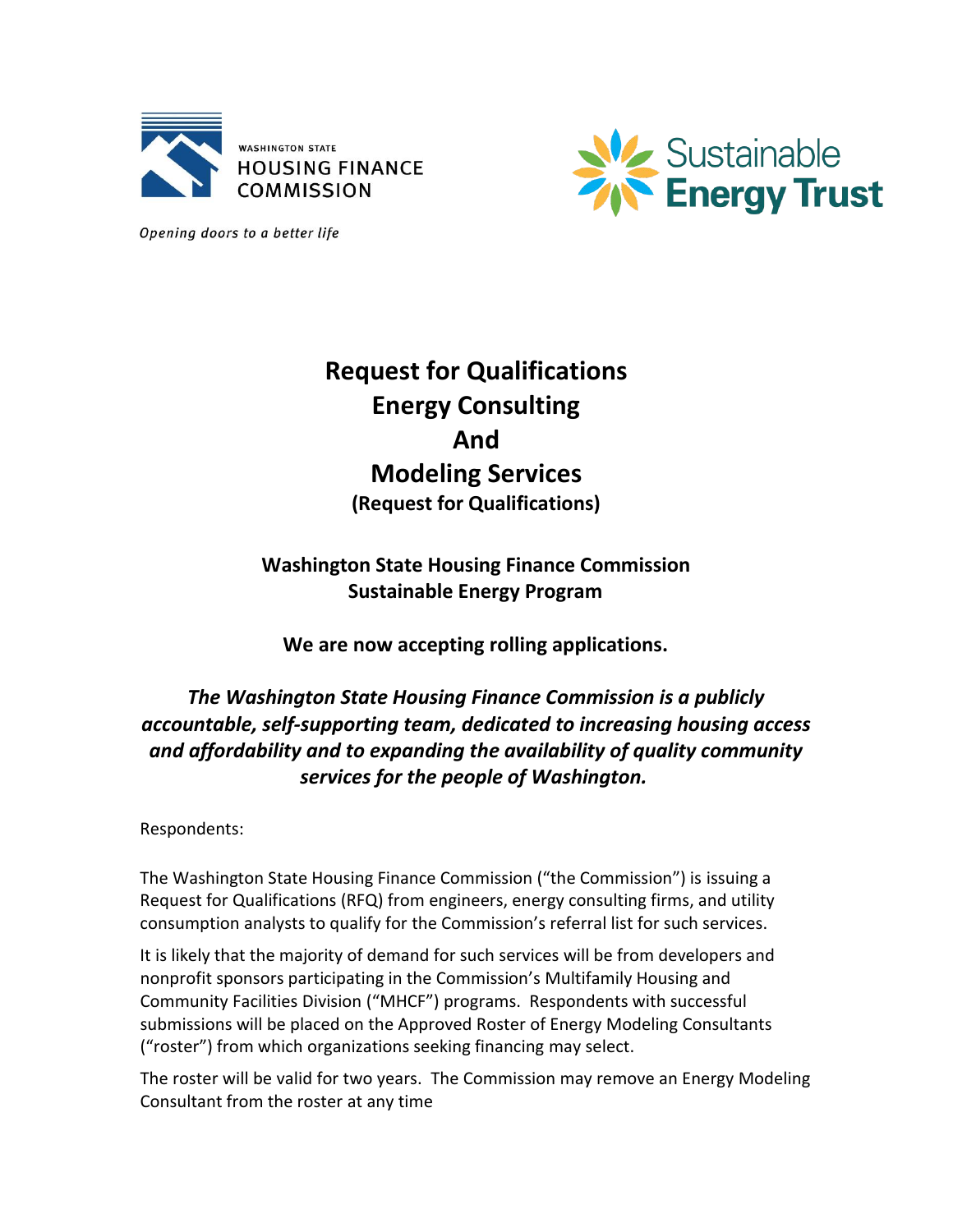WASHINGTON STATE
HOUSING FINANCE
COMMISSION

*Opening doors to a better life*

Sustainable
Energy Trust

# Request for Qualifications
# Energy Consulting
# And
# Modeling Services

**(Request for Qualifications)**

**Washington State Housing Finance Commission**
**Sustainable Energy Program**

**We are now accepting rolling applications.**

***The Washington State Housing Finance Commission is a publicly accountable, self-supporting team, dedicated to increasing housing access and affordability and to expanding the availability of quality community services for the people of Washington.***

Respondents:

The Washington State Housing Finance Commission ("the Commission") is issuing a Request for Qualifications (RFQ) from engineers, energy consulting firms, and utility consumption analysts to qualify for the Commission's referral list for such services.

It is likely that the majority of demand for such services will be from developers and nonprofit sponsors participating in the Commission's Multifamily Housing and Community Facilities Division ("MHCF") programs. Respondents with successful submissions will be placed on the Approved Roster of Energy Modeling Consultants ("roster") from which organizations seeking financing may select.

The roster will be valid for two years. The Commission may remove an Energy Modeling Consultant from the roster at any time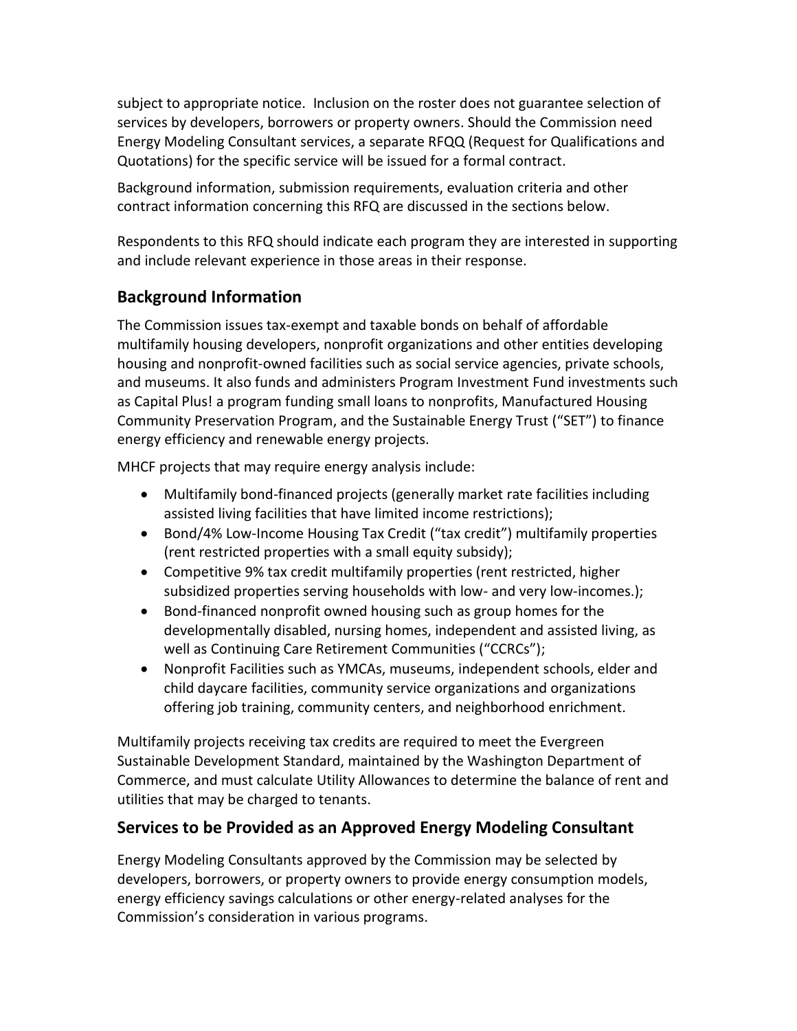subject to appropriate notice. Inclusion on the roster does not guarantee selection of services by developers, borrowers or property owners. Should the Commission need Energy Modeling Consultant services, a separate RFQQ (Request for Qualifications and Quotations) for the specific service will be issued for a formal contract.

Background information, submission requirements, evaluation criteria and other contract information concerning this RFQ are discussed in the sections below.

Respondents to this RFQ should indicate each program they are interested in supporting and include relevant experience in those areas in their response.

## Background Information

The Commission issues tax-exempt and taxable bonds on behalf of affordable multifamily housing developers, nonprofit organizations and other entities developing housing and nonprofit-owned facilities such as social service agencies, private schools, and museums. It also funds and administers Program Investment Fund investments such as Capital Plus! a program funding small loans to nonprofits, Manufactured Housing Community Preservation Program, and the Sustainable Energy Trust ("SET") to finance energy efficiency and renewable energy projects.

MHCF projects that may require energy analysis include:

- Multifamily bond-financed projects (generally market rate facilities including assisted living facilities that have limited income restrictions);
- Bond/4% Low-Income Housing Tax Credit ("tax credit") multifamily properties (rent restricted properties with a small equity subsidy);
- Competitive 9% tax credit multifamily properties (rent restricted, higher subsidized properties serving households with low- and very low-incomes.);
- Bond-financed nonprofit owned housing such as group homes for the developmentally disabled, nursing homes, independent and assisted living, as well as Continuing Care Retirement Communities ("CCRCs");
- Nonprofit Facilities such as YMCAs, museums, independent schools, elder and child daycare facilities, community service organizations and organizations offering job training, community centers, and neighborhood enrichment.

Multifamily projects receiving tax credits are required to meet the Evergreen Sustainable Development Standard, maintained by the Washington Department of Commerce, and must calculate Utility Allowances to determine the balance of rent and utilities that may be charged to tenants.

## Services to be Provided as an Approved Energy Modeling Consultant

Energy Modeling Consultants approved by the Commission may be selected by developers, borrowers, or property owners to provide energy consumption models, energy efficiency savings calculations or other energy-related analyses for the Commission's consideration in various programs.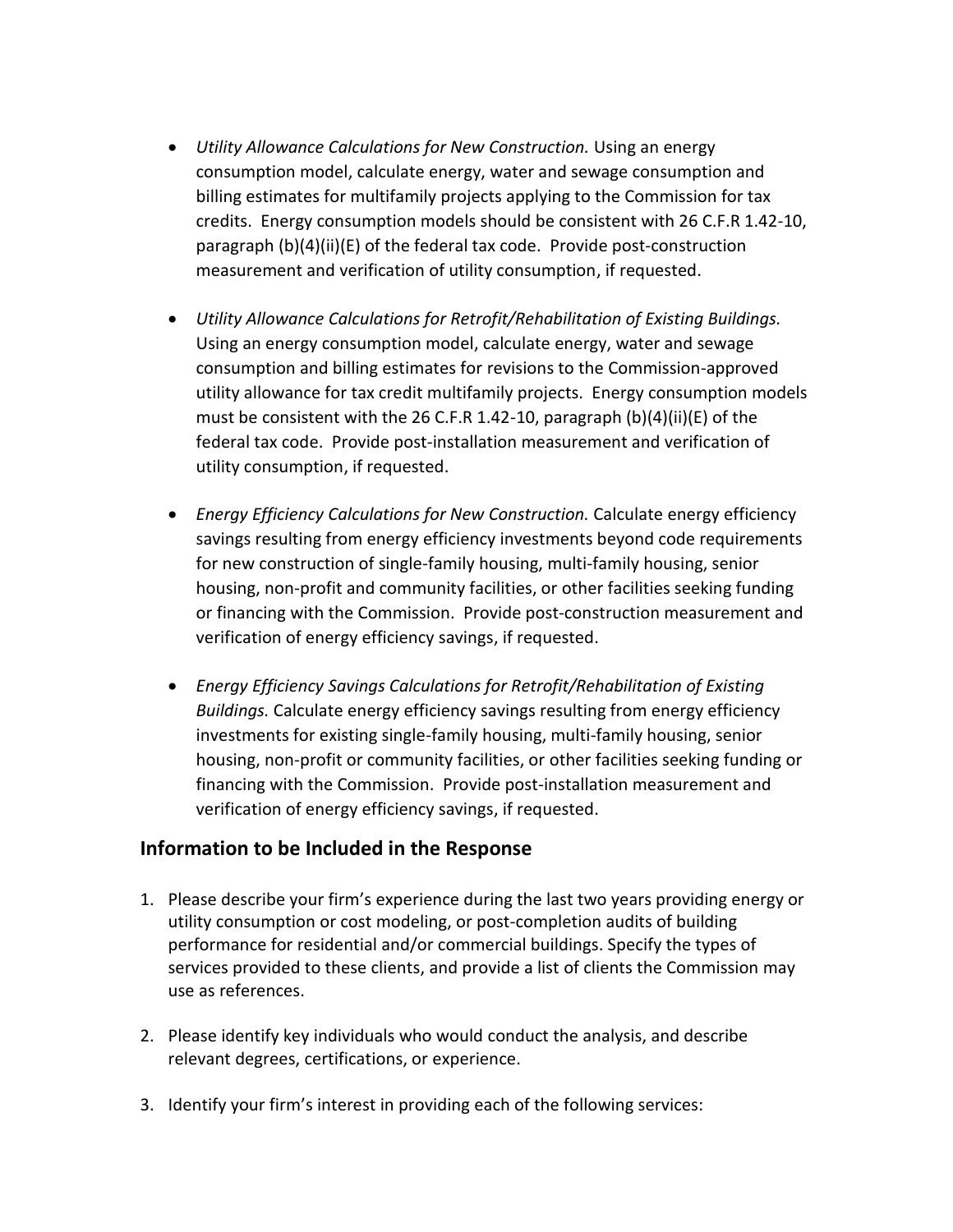- *Utility Allowance Calculations for New Construction.* Using an energy consumption model, calculate energy, water and sewage consumption and billing estimates for multifamily projects applying to the Commission for tax credits. Energy consumption models should be consistent with 26 C.F.R 1.42-10, paragraph (b)(4)(ii)(E) of the federal tax code. Provide post-construction measurement and verification of utility consumption, if requested.

- *Utility Allowance Calculations for Retrofit/Rehabilitation of Existing Buildings.* Using an energy consumption model, calculate energy, water and sewage consumption and billing estimates for revisions to the Commission-approved utility allowance for tax credit multifamily projects. Energy consumption models must be consistent with the 26 C.F.R 1.42-10, paragraph (b)(4)(ii)(E) of the federal tax code. Provide post-installation measurement and verification of utility consumption, if requested.

- *Energy Efficiency Calculations for New Construction.* Calculate energy efficiency savings resulting from energy efficiency investments beyond code requirements for new construction of single-family housing, multi-family housing, senior housing, non-profit and community facilities, or other facilities seeking funding or financing with the Commission. Provide post-construction measurement and verification of energy efficiency savings, if requested.

- *Energy Efficiency Savings Calculations for Retrofit/Rehabilitation of Existing Buildings.* Calculate energy efficiency savings resulting from energy efficiency investments for existing single-family housing, multi-family housing, senior housing, non-profit or community facilities, or other facilities seeking funding or financing with the Commission. Provide post-installation measurement and verification of energy efficiency savings, if requested.

## Information to be Included in the Response

1. Please describe your firm's experience during the last two years providing energy or utility consumption or cost modeling, or post-completion audits of building performance for residential and/or commercial buildings. Specify the types of services provided to these clients, and provide a list of clients the Commission may use as references.

2. Please identify key individuals who would conduct the analysis, and describe relevant degrees, certifications, or experience.

3. Identify your firm's interest in providing each of the following services: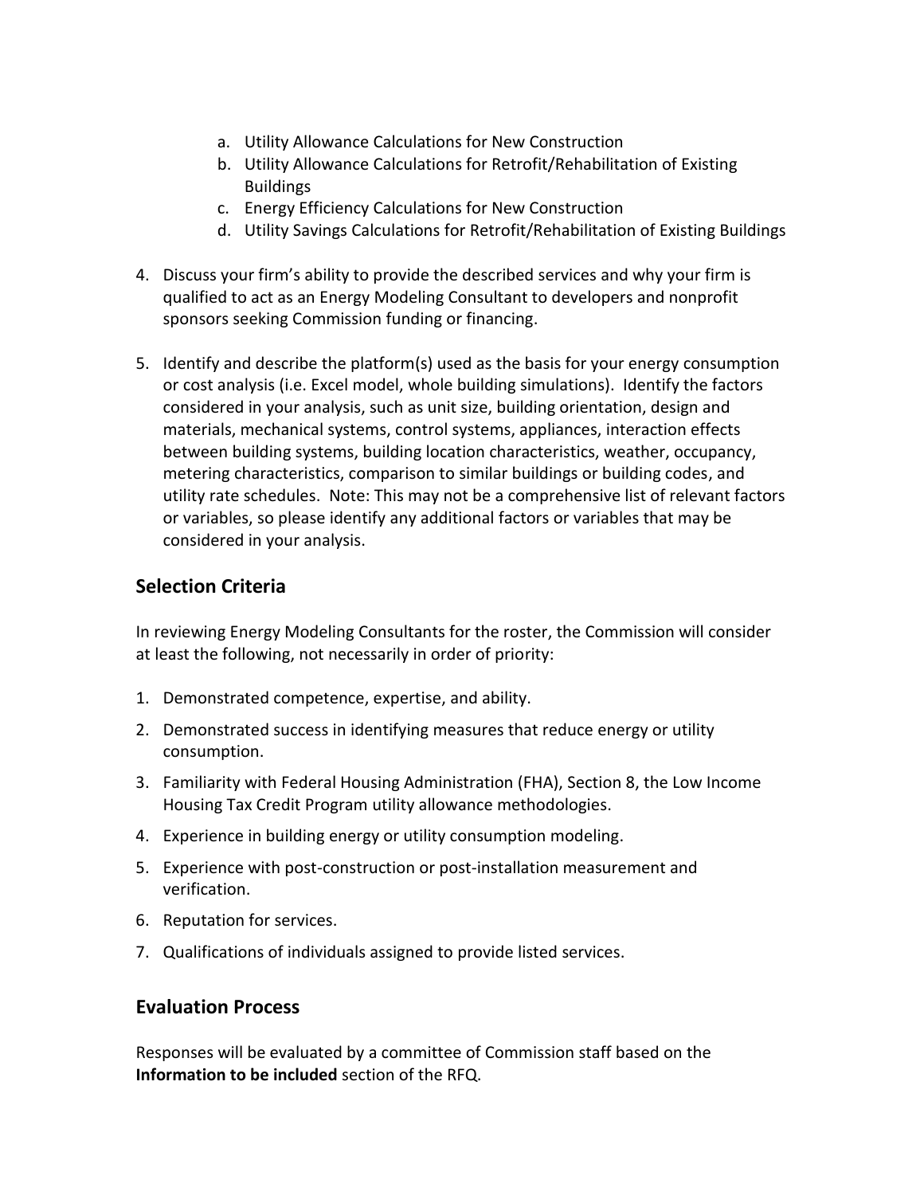a. Utility Allowance Calculations for New Construction
   b. Utility Allowance Calculations for Retrofit/Rehabilitation of Existing Buildings
   c. Energy Efficiency Calculations for New Construction
   d. Utility Savings Calculations for Retrofit/Rehabilitation of Existing Buildings

4. Discuss your firm's ability to provide the described services and why your firm is qualified to act as an Energy Modeling Consultant to developers and nonprofit sponsors seeking Commission funding or financing.

5. Identify and describe the platform(s) used as the basis for your energy consumption or cost analysis (i.e. Excel model, whole building simulations). Identify the factors considered in your analysis, such as unit size, building orientation, design and materials, mechanical systems, control systems, appliances, interaction effects between building systems, building location characteristics, weather, occupancy, metering characteristics, comparison to similar buildings or building codes, and utility rate schedules. Note: This may not be a comprehensive list of relevant factors or variables, so please identify any additional factors or variables that may be considered in your analysis.

## Selection Criteria

In reviewing Energy Modeling Consultants for the roster, the Commission will consider at least the following, not necessarily in order of priority:

1. Demonstrated competence, expertise, and ability.
2. Demonstrated success in identifying measures that reduce energy or utility consumption.
3. Familiarity with Federal Housing Administration (FHA), Section 8, the Low Income Housing Tax Credit Program utility allowance methodologies.
4. Experience in building energy or utility consumption modeling.
5. Experience with post-construction or post-installation measurement and verification.
6. Reputation for services.
7. Qualifications of individuals assigned to provide listed services.

## Evaluation Process

Responses will be evaluated by a committee of Commission staff based on the **Information to be included** section of the RFQ.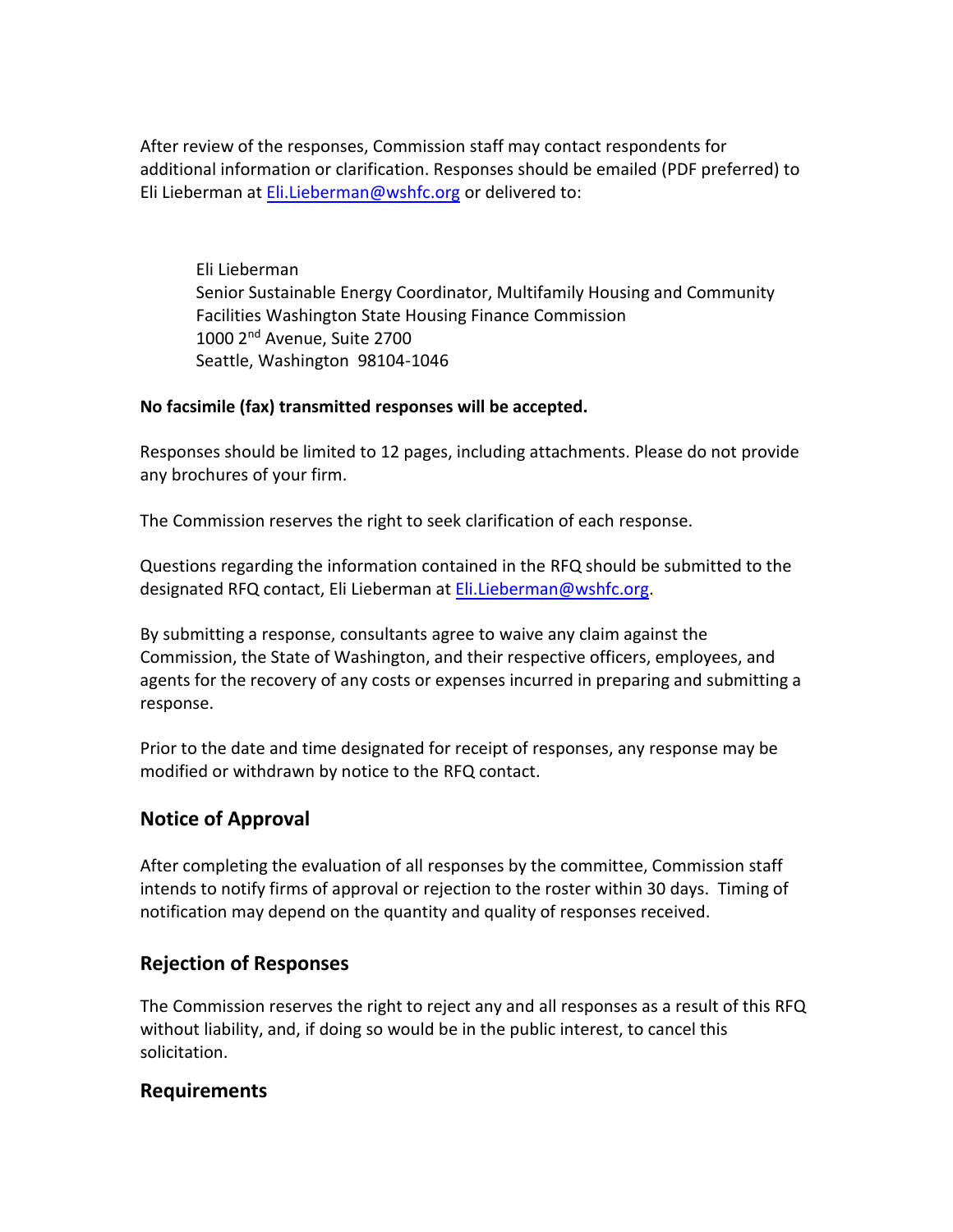After review of the responses, Commission staff may contact respondents for additional information or clarification. Responses should be emailed (PDF preferred) to Eli Lieberman at Eli.Lieberman@wshfc.org or delivered to:

Eli Lieberman
Senior Sustainable Energy Coordinator, Multifamily Housing and Community Facilities Washington State Housing Finance Commission
1000 2nd Avenue, Suite 2700
Seattle, Washington 98104-1046

**No facsimile (fax) transmitted responses will be accepted.**

Responses should be limited to 12 pages, including attachments. Please do not provide any brochures of your firm.

The Commission reserves the right to seek clarification of each response.

Questions regarding the information contained in the RFQ should be submitted to the designated RFQ contact, Eli Lieberman at Eli.Lieberman@wshfc.org.

By submitting a response, consultants agree to waive any claim against the Commission, the State of Washington, and their respective officers, employees, and agents for the recovery of any costs or expenses incurred in preparing and submitting a response.

Prior to the date and time designated for receipt of responses, any response may be modified or withdrawn by notice to the RFQ contact.

## Notice of Approval

After completing the evaluation of all responses by the committee, Commission staff intends to notify firms of approval or rejection to the roster within 30 days. Timing of notification may depend on the quantity and quality of responses received.

## Rejection of Responses

The Commission reserves the right to reject any and all responses as a result of this RFQ without liability, and, if doing so would be in the public interest, to cancel this solicitation.

## Requirements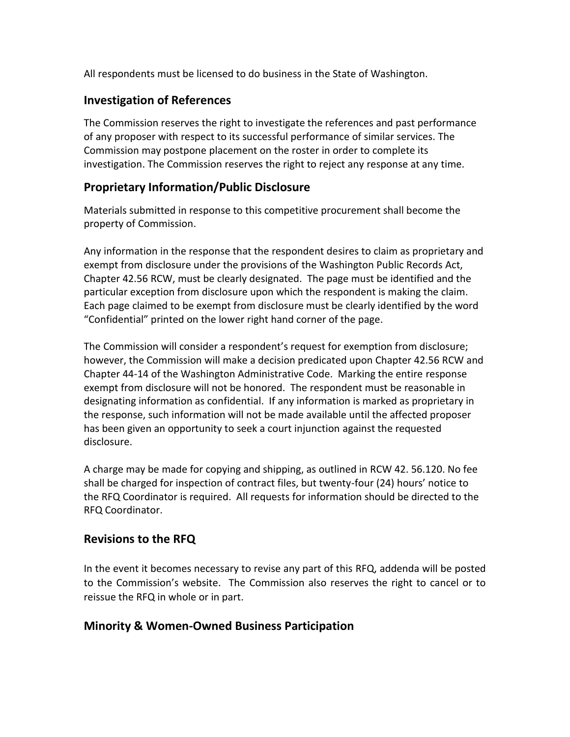All respondents must be licensed to do business in the State of Washington.

## Investigation of References

The Commission reserves the right to investigate the references and past performance of any proposer with respect to its successful performance of similar services. The Commission may postpone placement on the roster in order to complete its investigation. The Commission reserves the right to reject any response at any time.

## Proprietary Information/Public Disclosure

Materials submitted in response to this competitive procurement shall become the property of Commission.

Any information in the response that the respondent desires to claim as proprietary and exempt from disclosure under the provisions of the Washington Public Records Act, Chapter 42.56 RCW, must be clearly designated. The page must be identified and the particular exception from disclosure upon which the respondent is making the claim. Each page claimed to be exempt from disclosure must be clearly identified by the word "Confidential" printed on the lower right hand corner of the page.

The Commission will consider a respondent's request for exemption from disclosure; however, the Commission will make a decision predicated upon Chapter 42.56 RCW and Chapter 44-14 of the Washington Administrative Code. Marking the entire response exempt from disclosure will not be honored. The respondent must be reasonable in designating information as confidential. If any information is marked as proprietary in the response, such information will not be made available until the affected proposer has been given an opportunity to seek a court injunction against the requested disclosure.

A charge may be made for copying and shipping, as outlined in RCW 42. 56.120. No fee shall be charged for inspection of contract files, but twenty-four (24) hours' notice to the RFQ Coordinator is required. All requests for information should be directed to the RFQ Coordinator.

## Revisions to the RFQ

In the event it becomes necessary to revise any part of this RFQ, addenda will be posted to the Commission's website. The Commission also reserves the right to cancel or to reissue the RFQ in whole or in part.

## Minority & Women-Owned Business Participation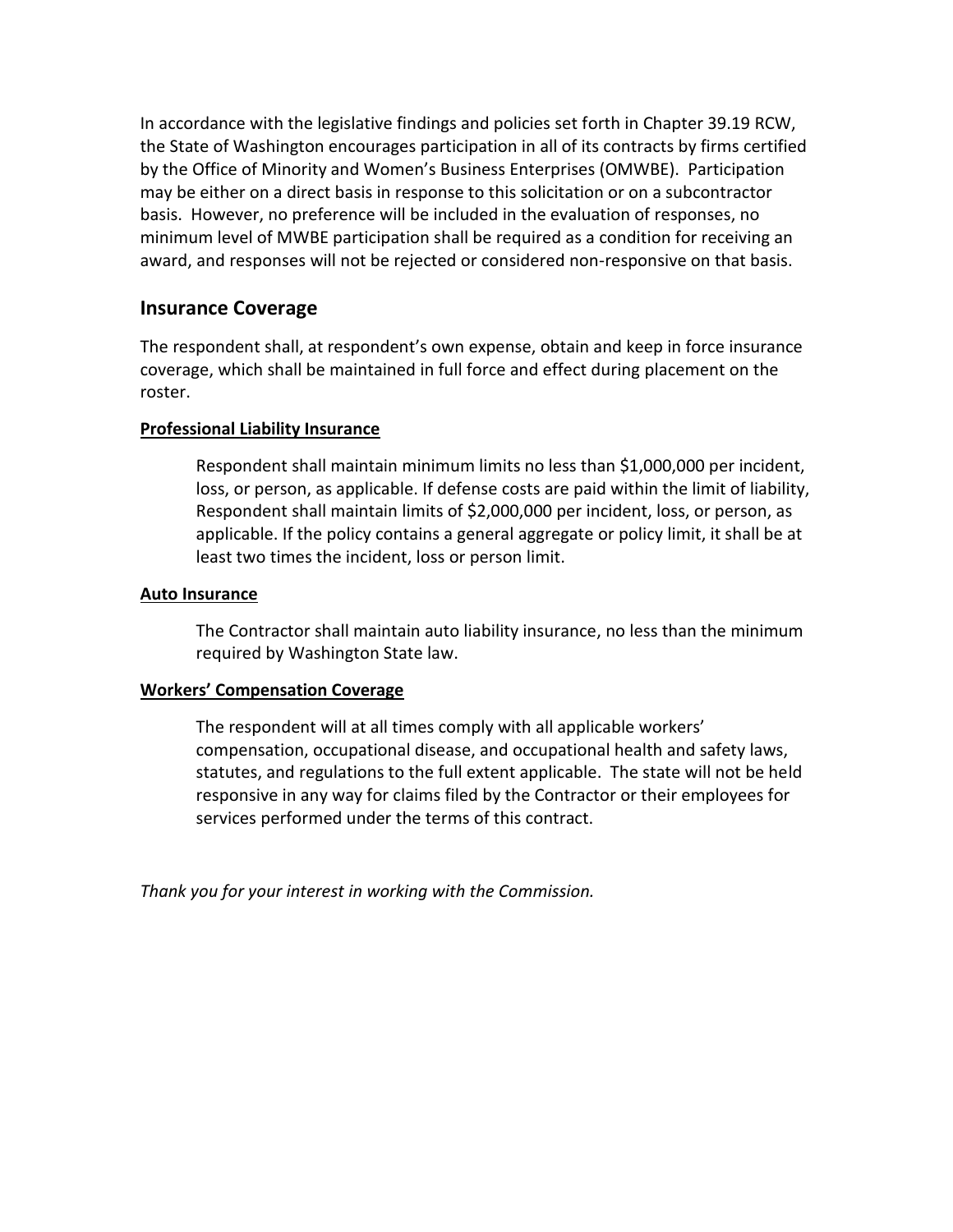In accordance with the legislative findings and policies set forth in Chapter 39.19 RCW, the State of Washington encourages participation in all of its contracts by firms certified by the Office of Minority and Women's Business Enterprises (OMWBE). Participation may be either on a direct basis in response to this solicitation or on a subcontractor basis. However, no preference will be included in the evaluation of responses, no minimum level of MWBE participation shall be required as a condition for receiving an award, and responses will not be rejected or considered non-responsive on that basis.

## Insurance Coverage

The respondent shall, at respondent's own expense, obtain and keep in force insurance coverage, which shall be maintained in full force and effect during placement on the roster.

**<u>Professional Liability Insurance</u>**

> Respondent shall maintain minimum limits no less than $1,000,000 per incident, loss, or person, as applicable. If defense costs are paid within the limit of liability, Respondent shall maintain limits of $2,000,000 per incident, loss, or person, as applicable. If the policy contains a general aggregate or policy limit, it shall be at least two times the incident, loss or person limit.

**<u>Auto Insurance</u>**

> The Contractor shall maintain auto liability insurance, no less than the minimum required by Washington State law.

**<u>Workers' Compensation Coverage</u>**

> The respondent will at all times comply with all applicable workers' compensation, occupational disease, and occupational health and safety laws, statutes, and regulations to the full extent applicable. The state will not be held responsive in any way for claims filed by the Contractor or their employees for services performed under the terms of this contract.

*Thank you for your interest in working with the Commission.*